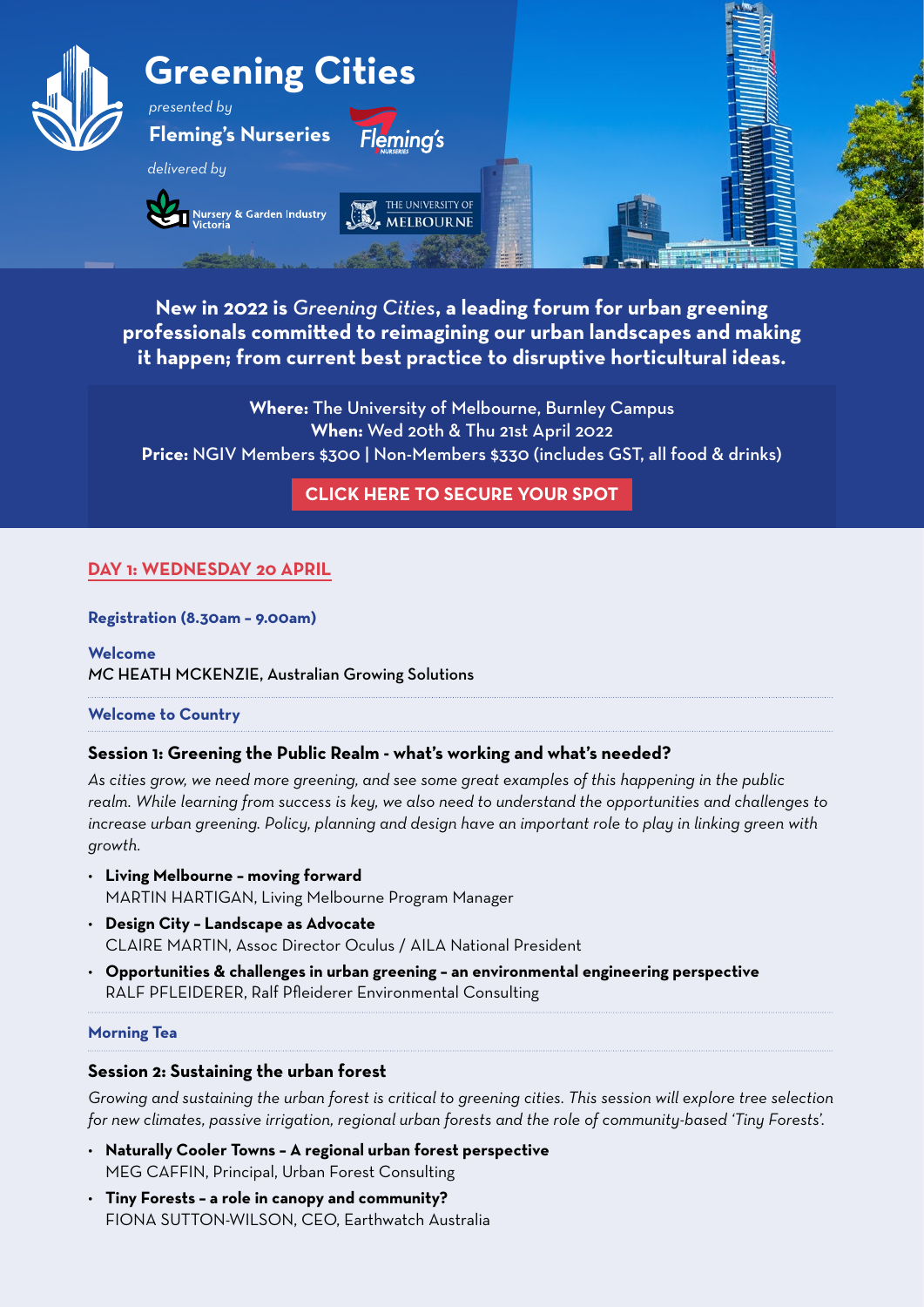# Greening Cities

*presented by*

**Fleming's Nurseries**

*delivered by*

Nursery & Garden Industry Victoria

THE UNIVERSITY OF MELBOURNE

**New in 2022 is *Greening Cities*, a leading forum for urban greening professionals committed to reimagining our urban landscapes and making it happen; from current best practice to disruptive horticultural ideas.**

**Where:** The University of Melbourne, Burnley Campus
**When:** Wed 20th & Thu 21st April 2022
**Price:** NGIV Members $300 | Non-Members $330 (includes GST, all food & drinks)

**CLICK HERE TO SECURE YOUR SPOT**

## DAY 1: WEDNESDAY 20 APRIL

**Registration (8.30am – 9.00am)**

**Welcome**
MC HEATH MCKENZIE, Australian Growing Solutions

**Welcome to Country**

### Session 1: Greening the Public Realm - what's working and what's needed?

*As cities grow, we need more greening, and see some great examples of this happening in the public realm. While learning from success is key, we also need to understand the opportunities and challenges to increase urban greening. Policy, planning and design have an important role to play in linking green with growth.*

- **Living Melbourne – moving forward**
  MARTIN HARTIGAN, Living Melbourne Program Manager
- **Design City – Landscape as Advocate**
  CLAIRE MARTIN, Assoc Director Oculus / AILA National President
- **Opportunities & challenges in urban greening – an environmental engineering perspective**
  RALF PFLEIDERER, Ralf Pfleiderer Environmental Consulting

**Morning Tea**

### Session 2: Sustaining the urban forest

*Growing and sustaining the urban forest is critical to greening cities. This session will explore tree selection for new climates, passive irrigation, regional urban forests and the role of community-based 'Tiny Forests'.*

- **Naturally Cooler Towns – A regional urban forest perspective**
  MEG CAFFIN, Principal, Urban Forest Consulting
- **Tiny Forests – a role in canopy and community?**
  FIONA SUTTON-WILSON, CEO, Earthwatch Australia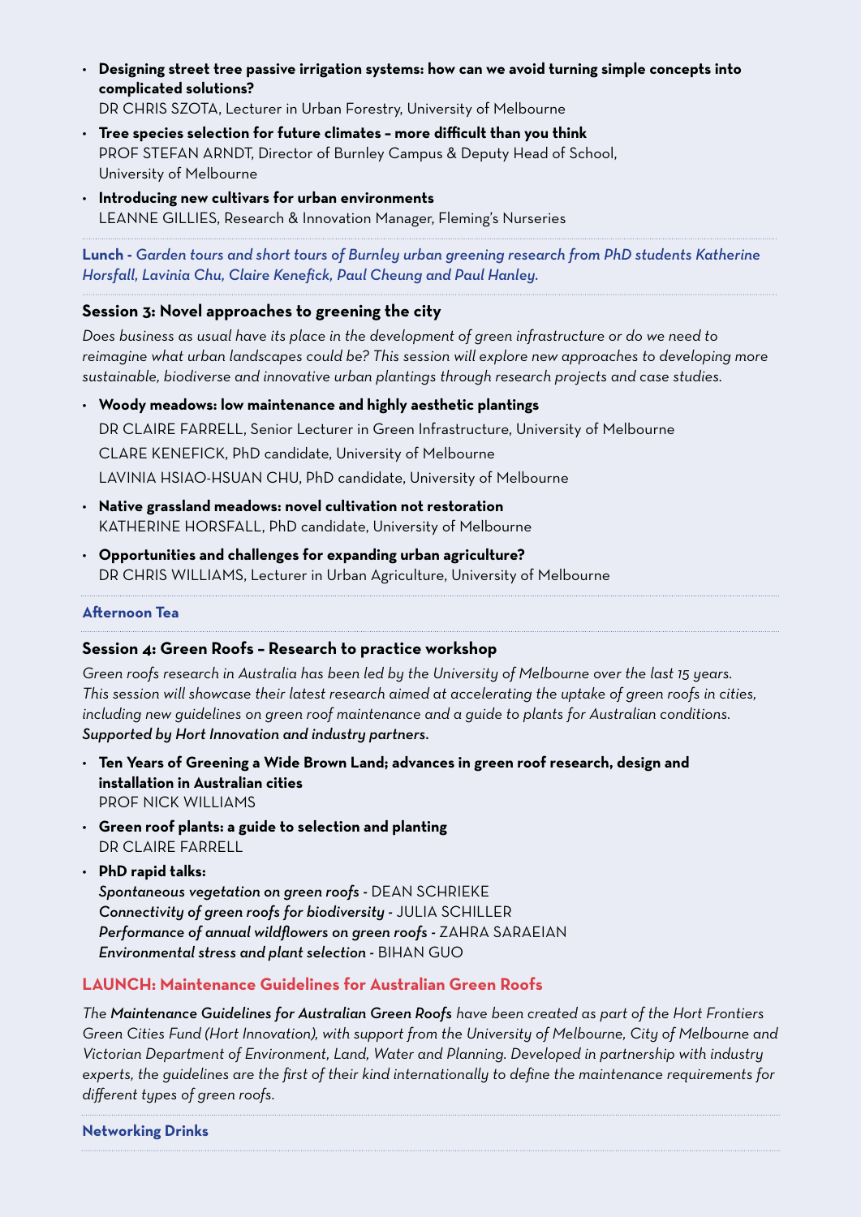- **Designing street tree passive irrigation systems: how can we avoid turning simple concepts into complicated solutions?**
  DR CHRIS SZOTA, Lecturer in Urban Forestry, University of Melbourne
- **Tree species selection for future climates – more difficult than you think**
  PROF STEFAN ARNDT, Director of Burnley Campus & Deputy Head of School, University of Melbourne
- **Introducing new cultivars for urban environments**
  LEANNE GILLIES, Research & Innovation Manager, Fleming's Nurseries

**Lunch** - *Garden tours and short tours of Burnley urban greening research from PhD students Katherine Horsfall, Lavinia Chu, Claire Kenefick, Paul Cheung and Paul Hanley.*

### Session 3: Novel approaches to greening the city

*Does business as usual have its place in the development of green infrastructure or do we need to reimagine what urban landscapes could be? This session will explore new approaches to developing more sustainable, biodiverse and innovative urban plantings through research projects and case studies.*

- **Woody meadows: low maintenance and highly aesthetic plantings**
  DR CLAIRE FARRELL, Senior Lecturer in Green Infrastructure, University of Melbourne
  CLARE KENEFICK, PhD candidate, University of Melbourne
  LAVINIA HSIAO-HSUAN CHU, PhD candidate, University of Melbourne
- **Native grassland meadows: novel cultivation not restoration**
  KATHERINE HORSFALL, PhD candidate, University of Melbourne
- **Opportunities and challenges for expanding urban agriculture?**
  DR CHRIS WILLIAMS, Lecturer in Urban Agriculture, University of Melbourne

**Afternoon Tea**

### Session 4: Green Roofs – Research to practice workshop

*Green roofs research in Australia has been led by the University of Melbourne over the last 15 years. This session will showcase their latest research aimed at accelerating the uptake of green roofs in cities, including new guidelines on green roof maintenance and a guide to plants for Australian conditions.* ***Supported by Hort Innovation and industry partners.***

- **Ten Years of Greening a Wide Brown Land; advances in green roof research, design and installation in Australian cities**
  PROF NICK WILLIAMS
- **Green roof plants: a guide to selection and planting**
  DR CLAIRE FARRELL
- **PhD rapid talks:**
  *Spontaneous vegetation on green roofs* - DEAN SCHRIEKE
  *Connectivity of green roofs for biodiversity* - JULIA SCHILLER
  *Performance of annual wildflowers on green roofs* - ZAHRA SARAEIAN
  *Environmental stress and plant selection* - BIHAN GUO

**LAUNCH: Maintenance Guidelines for Australian Green Roofs**

*The* ***Maintenance Guidelines for Australian Green Roofs*** *have been created as part of the Hort Frontiers Green Cities Fund (Hort Innovation), with support from the University of Melbourne, City of Melbourne and Victorian Department of Environment, Land, Water and Planning. Developed in partnership with industry experts, the guidelines are the first of their kind internationally to define the maintenance requirements for different types of green roofs.*

**Networking Drinks**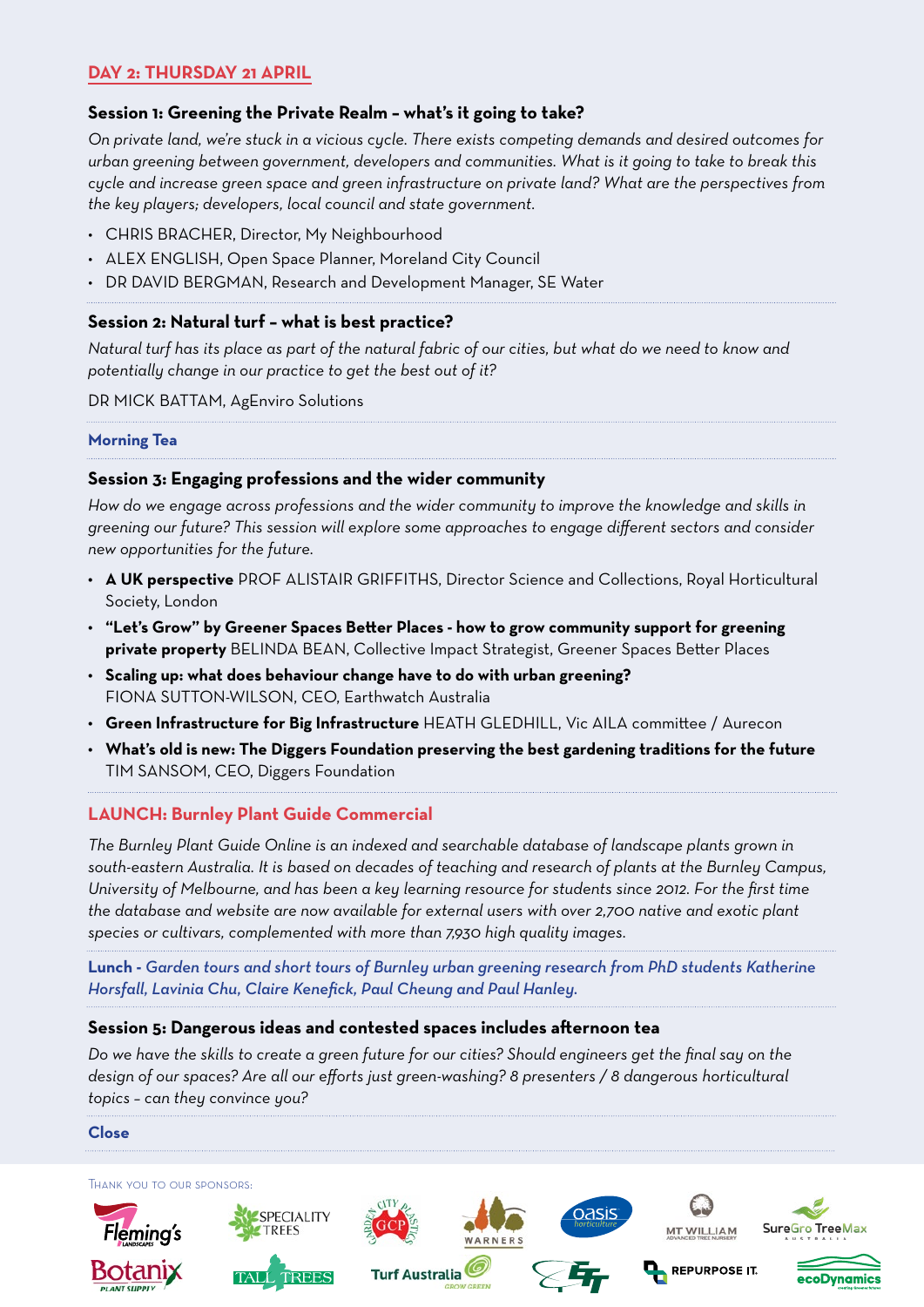## DAY 2: THURSDAY 21 APRIL

### Session 1: Greening the Private Realm – what's it going to take?

*On private land, we're stuck in a vicious cycle. There exists competing demands and desired outcomes for urban greening between government, developers and communities. What is it going to take to break this cycle and increase green space and green infrastructure on private land? What are the perspectives from the key players; developers, local council and state government.*

- CHRIS BRACHER, Director, My Neighbourhood
- ALEX ENGLISH, Open Space Planner, Moreland City Council
- DR DAVID BERGMAN, Research and Development Manager, SE Water

### Session 2: Natural turf – what is best practice?

*Natural turf has its place as part of the natural fabric of our cities, but what do we need to know and potentially change in our practice to get the best out of it?*

DR MICK BATTAM, AgEnviro Solutions

**Morning Tea**

### Session 3: Engaging professions and the wider community

*How do we engage across professions and the wider community to improve the knowledge and skills in greening our future? This session will explore some approaches to engage different sectors and consider new opportunities for the future.*

- **A UK perspective** PROF ALISTAIR GRIFFITHS, Director Science and Collections, Royal Horticultural Society, London
- **"Let's Grow" by Greener Spaces Better Places - how to grow community support for greening private property** BELINDA BEAN, Collective Impact Strategist, Greener Spaces Better Places
- **Scaling up: what does behaviour change have to do with urban greening?** FIONA SUTTON-WILSON, CEO, Earthwatch Australia
- **Green Infrastructure for Big Infrastructure** HEATH GLEDHILL, Vic AILA committee / Aurecon
- **What's old is new: The Diggers Foundation preserving the best gardening traditions for the future** TIM SANSOM, CEO, Diggers Foundation

### LAUNCH: Burnley Plant Guide Commercial

*The Burnley Plant Guide Online is an indexed and searchable database of landscape plants grown in south-eastern Australia. It is based on decades of teaching and research of plants at the Burnley Campus, University of Melbourne, and has been a key learning resource for students since 2012. For the first time the database and website are now available for external users with over 2,700 native and exotic plant species or cultivars, complemented with more than 7,930 high quality images.*

**Lunch** - *Garden tours and short tours of Burnley urban greening research from PhD students Katherine Horsfall, Lavinia Chu, Claire Kenefick, Paul Cheung and Paul Hanley.*

### Session 5: Dangerous ideas and contested spaces includes afternoon tea

*Do we have the skills to create a green future for our cities? Should engineers get the final say on the design of our spaces? Are all our efforts just green-washing? 8 presenters / 8 dangerous horticultural topics – can they convince you?*

**Close**

Thank you to our sponsors:

Fleming's Landscapes, Speciality Trees, Garden City Plastics (GCP), Warners, Oasis Horticulture, Mt William Advanced Tree Nursery, SureGro TreeMax Australia, Botanix Plant Supply, Tall Trees, Turf Australia, ET, Repurpose It, ecoDynamics